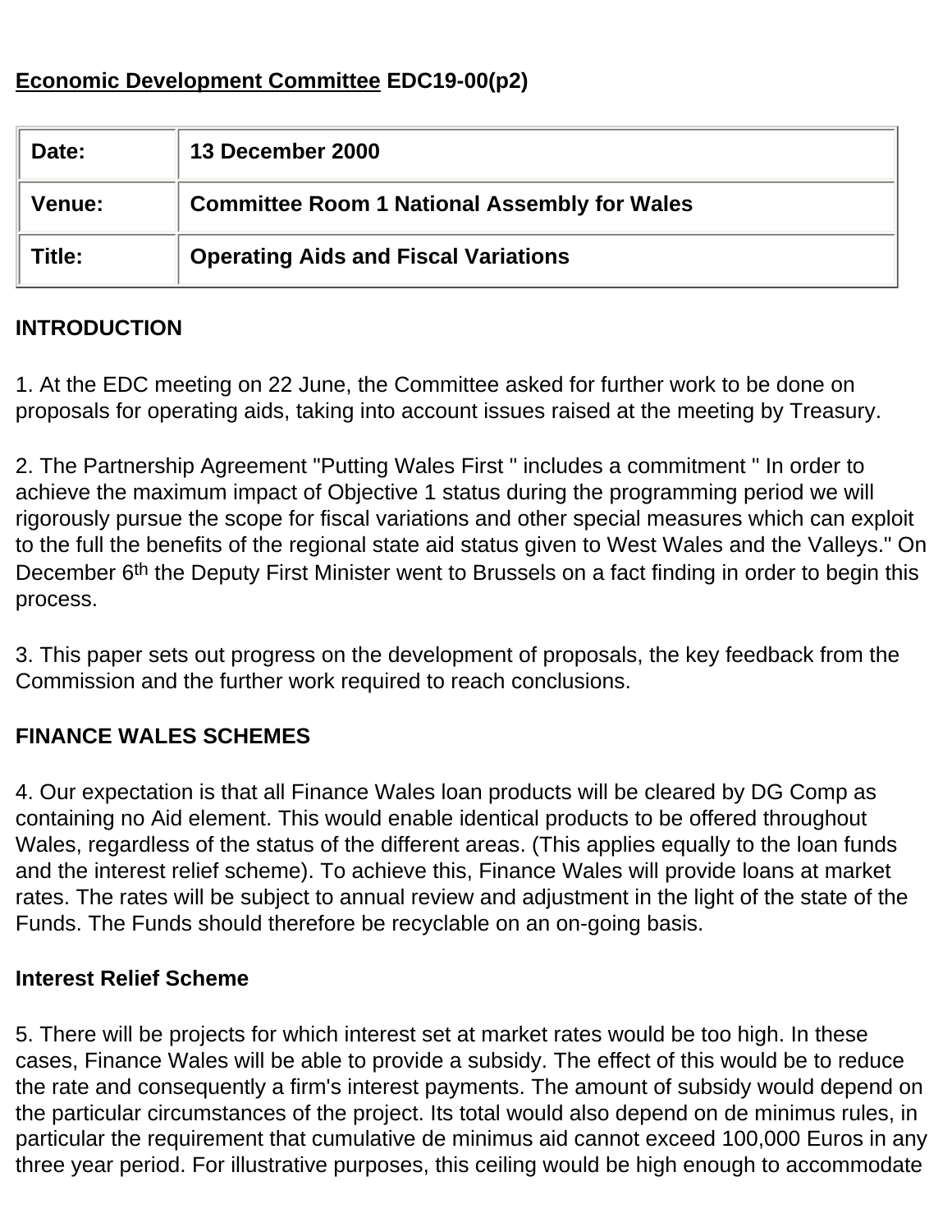**Economic Development Committee EDC19-00(p2)**

| Date: | 13 December 2000 |
|---|---|
| Venue: | Committee Room 1 National Assembly for Wales |
| Title: | Operating Aids and Fiscal Variations |

**INTRODUCTION**

1. At the EDC meeting on 22 June, the Committee asked for further work to be done on proposals for operating aids, taking into account issues raised at the meeting by Treasury.

2. The Partnership Agreement "Putting Wales First " includes a commitment " In order to achieve the maximum impact of Objective 1 status during the programming period we will rigorously pursue the scope for fiscal variations and other special measures which can exploit to the full the benefits of the regional state aid status given to West Wales and the Valleys." On December 6th the Deputy First Minister went to Brussels on a fact finding in order to begin this process.

3. This paper sets out progress on the development of proposals, the key feedback from the Commission and the further work required to reach conclusions.

**FINANCE WALES SCHEMES**

4. Our expectation is that all Finance Wales loan products will be cleared by DG Comp as containing no Aid element. This would enable identical products to be offered throughout Wales, regardless of the status of the different areas. (This applies equally to the loan funds and the interest relief scheme). To achieve this, Finance Wales will provide loans at market rates. The rates will be subject to annual review and adjustment in the light of the state of the Funds. The Funds should therefore be recyclable on an on-going basis.

**Interest Relief Scheme**

5. There will be projects for which interest set at market rates would be too high. In these cases, Finance Wales will be able to provide a subsidy. The effect of this would be to reduce the rate and consequently a firm's interest payments. The amount of subsidy would depend on the particular circumstances of the project. Its total would also depend on de minimus rules, in particular the requirement that cumulative de minimus aid cannot exceed 100,000 Euros in any three year period. For illustrative purposes, this ceiling would be high enough to accommodate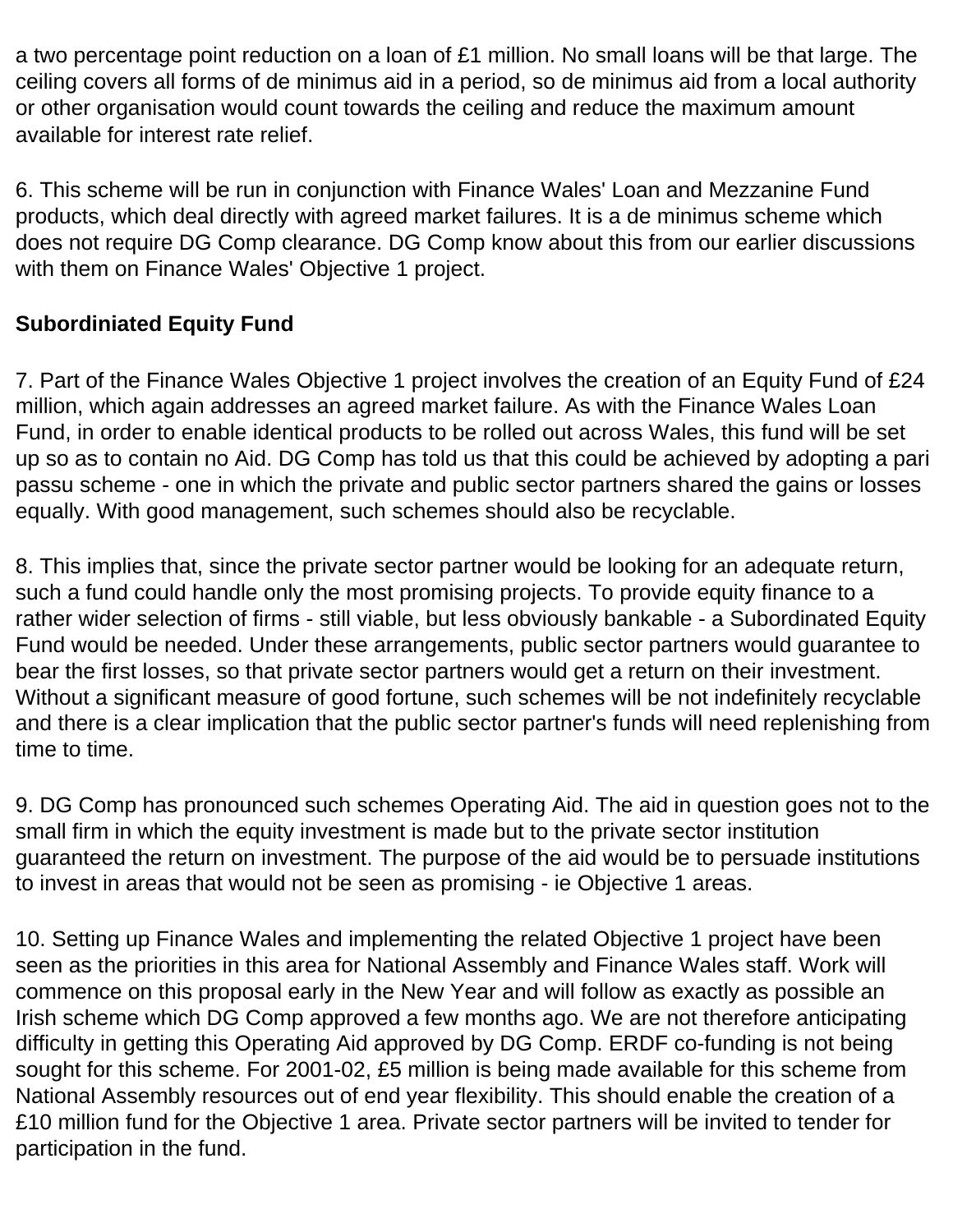a two percentage point reduction on a loan of £1 million. No small loans will be that large. The ceiling covers all forms of de minimus aid in a period, so de minimus aid from a local authority or other organisation would count towards the ceiling and reduce the maximum amount available for interest rate relief.

6. This scheme will be run in conjunction with Finance Wales' Loan and Mezzanine Fund products, which deal directly with agreed market failures. It is a de minimus scheme which does not require DG Comp clearance. DG Comp know about this from our earlier discussions with them on Finance Wales' Objective 1 project.

**Subordiniated Equity Fund**

7. Part of the Finance Wales Objective 1 project involves the creation of an Equity Fund of £24 million, which again addresses an agreed market failure. As with the Finance Wales Loan Fund, in order to enable identical products to be rolled out across Wales, this fund will be set up so as to contain no Aid. DG Comp has told us that this could be achieved by adopting a pari passu scheme - one in which the private and public sector partners shared the gains or losses equally. With good management, such schemes should also be recyclable.

8. This implies that, since the private sector partner would be looking for an adequate return, such a fund could handle only the most promising projects. To provide equity finance to a rather wider selection of firms - still viable, but less obviously bankable - a Subordinated Equity Fund would be needed. Under these arrangements, public sector partners would guarantee to bear the first losses, so that private sector partners would get a return on their investment. Without a significant measure of good fortune, such schemes will be not indefinitely recyclable and there is a clear implication that the public sector partner's funds will need replenishing from time to time.

9. DG Comp has pronounced such schemes Operating Aid. The aid in question goes not to the small firm in which the equity investment is made but to the private sector institution guaranteed the return on investment. The purpose of the aid would be to persuade institutions to invest in areas that would not be seen as promising - ie Objective 1 areas.

10. Setting up Finance Wales and implementing the related Objective 1 project have been seen as the priorities in this area for National Assembly and Finance Wales staff. Work will commence on this proposal early in the New Year and will follow as exactly as possible an Irish scheme which DG Comp approved a few months ago. We are not therefore anticipating difficulty in getting this Operating Aid approved by DG Comp. ERDF co-funding is not being sought for this scheme. For 2001-02, £5 million is being made available for this scheme from National Assembly resources out of end year flexibility. This should enable the creation of a £10 million fund for the Objective 1 area. Private sector partners will be invited to tender for participation in the fund.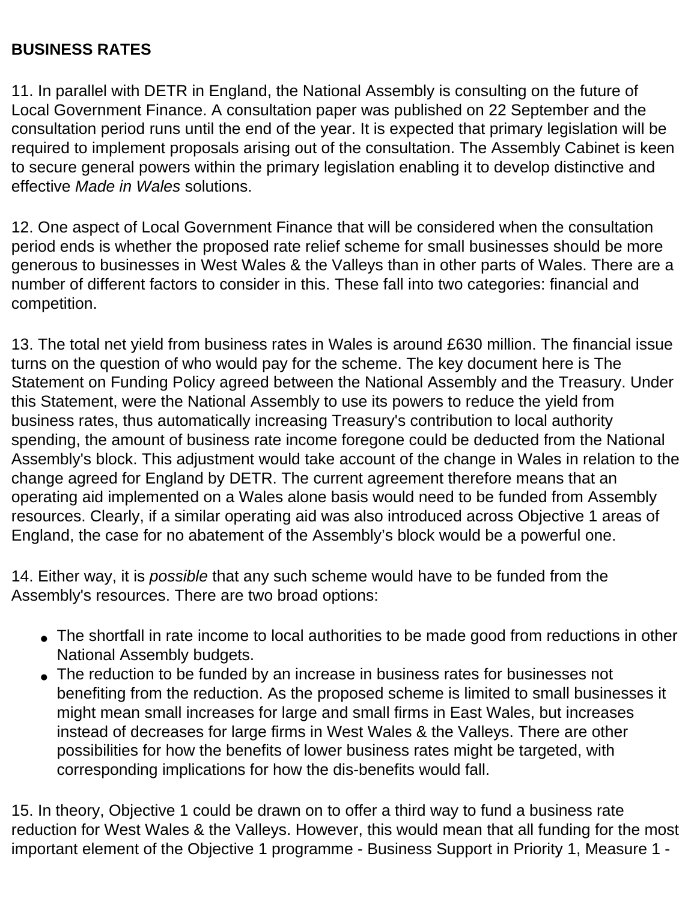**BUSINESS RATES**

11. In parallel with DETR in England, the National Assembly is consulting on the future of Local Government Finance. A consultation paper was published on 22 September and the consultation period runs until the end of the year. It is expected that primary legislation will be required to implement proposals arising out of the consultation. The Assembly Cabinet is keen to secure general powers within the primary legislation enabling it to develop distinctive and effective *Made in Wales* solutions.

12. One aspect of Local Government Finance that will be considered when the consultation period ends is whether the proposed rate relief scheme for small businesses should be more generous to businesses in West Wales & the Valleys than in other parts of Wales. There are a number of different factors to consider in this. These fall into two categories: financial and competition.

13. The total net yield from business rates in Wales is around £630 million. The financial issue turns on the question of who would pay for the scheme. The key document here is The Statement on Funding Policy agreed between the National Assembly and the Treasury. Under this Statement, were the National Assembly to use its powers to reduce the yield from business rates, thus automatically increasing Treasury's contribution to local authority spending, the amount of business rate income foregone could be deducted from the National Assembly's block. This adjustment would take account of the change in Wales in relation to the change agreed for England by DETR. The current agreement therefore means that an operating aid implemented on a Wales alone basis would need to be funded from Assembly resources. Clearly, if a similar operating aid was also introduced across Objective 1 areas of England, the case for no abatement of the Assembly's block would be a powerful one.

14. Either way, it is *possible* that any such scheme would have to be funded from the Assembly's resources. There are two broad options:

- The shortfall in rate income to local authorities to be made good from reductions in other National Assembly budgets.
- The reduction to be funded by an increase in business rates for businesses not benefiting from the reduction. As the proposed scheme is limited to small businesses it might mean small increases for large and small firms in East Wales, but increases instead of decreases for large firms in West Wales & the Valleys. There are other possibilities for how the benefits of lower business rates might be targeted, with corresponding implications for how the dis-benefits would fall.

15. In theory, Objective 1 could be drawn on to offer a third way to fund a business rate reduction for West Wales & the Valleys. However, this would mean that all funding for the most important element of the Objective 1 programme - Business Support in Priority 1, Measure 1 -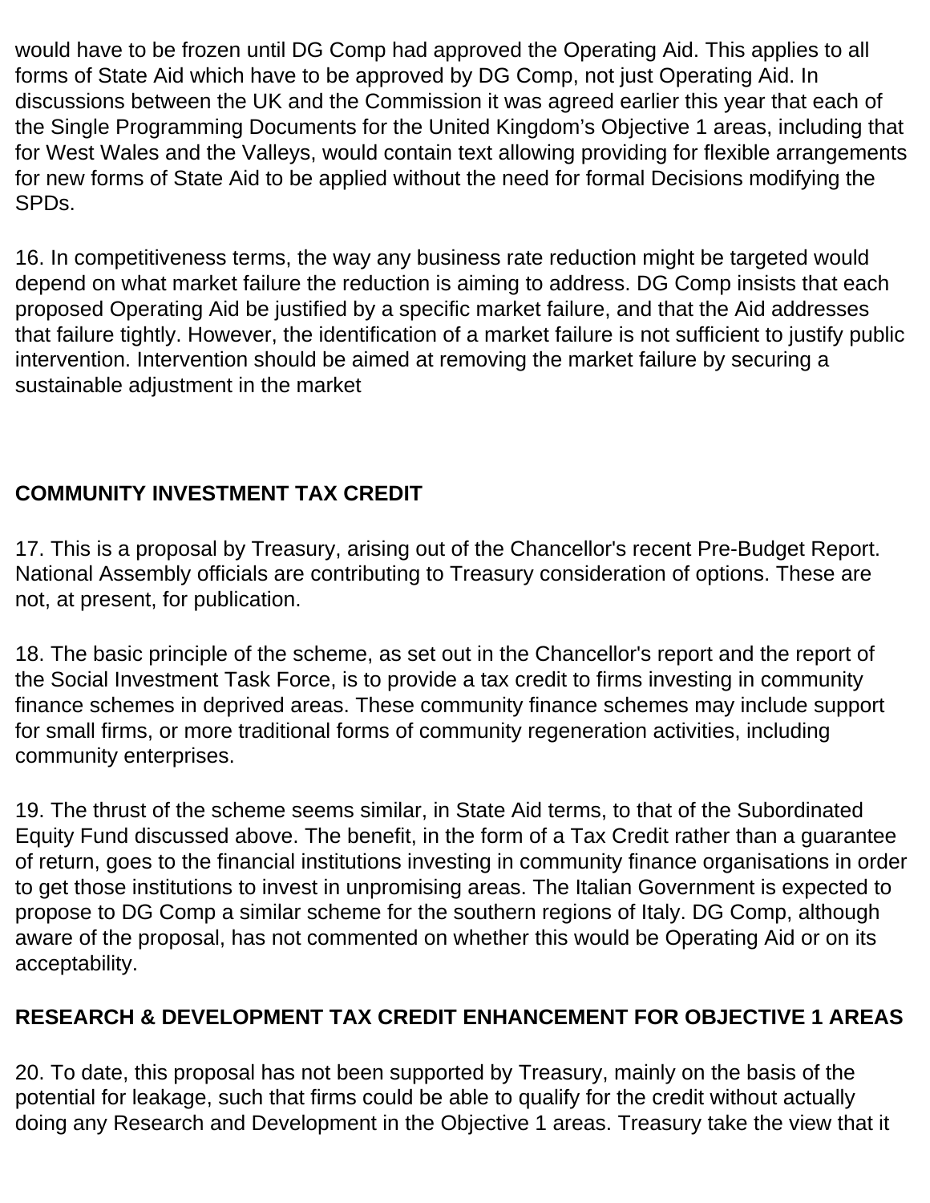would have to be frozen until DG Comp had approved the Operating Aid. This applies to all forms of State Aid which have to be approved by DG Comp, not just Operating Aid. In discussions between the UK and the Commission it was agreed earlier this year that each of the Single Programming Documents for the United Kingdom's Objective 1 areas, including that for West Wales and the Valleys, would contain text allowing providing for flexible arrangements for new forms of State Aid to be applied without the need for formal Decisions modifying the SPDs.

16. In competitiveness terms, the way any business rate reduction might be targeted would depend on what market failure the reduction is aiming to address. DG Comp insists that each proposed Operating Aid be justified by a specific market failure, and that the Aid addresses that failure tightly. However, the identification of a market failure is not sufficient to justify public intervention. Intervention should be aimed at removing the market failure by securing a sustainable adjustment in the market

## COMMUNITY INVESTMENT TAX CREDIT

17. This is a proposal by Treasury, arising out of the Chancellor's recent Pre-Budget Report. National Assembly officials are contributing to Treasury consideration of options. These are not, at present, for publication.

18. The basic principle of the scheme, as set out in the Chancellor's report and the report of the Social Investment Task Force, is to provide a tax credit to firms investing in community finance schemes in deprived areas. These community finance schemes may include support for small firms, or more traditional forms of community regeneration activities, including community enterprises.

19. The thrust of the scheme seems similar, in State Aid terms, to that of the Subordinated Equity Fund discussed above. The benefit, in the form of a Tax Credit rather than a guarantee of return, goes to the financial institutions investing in community finance organisations in order to get those institutions to invest in unpromising areas. The Italian Government is expected to propose to DG Comp a similar scheme for the southern regions of Italy. DG Comp, although aware of the proposal, has not commented on whether this would be Operating Aid or on its acceptability.

## RESEARCH & DEVELOPMENT TAX CREDIT ENHANCEMENT FOR OBJECTIVE 1 AREAS

20. To date, this proposal has not been supported by Treasury, mainly on the basis of the potential for leakage, such that firms could be able to qualify for the credit without actually doing any Research and Development in the Objective 1 areas. Treasury take the view that it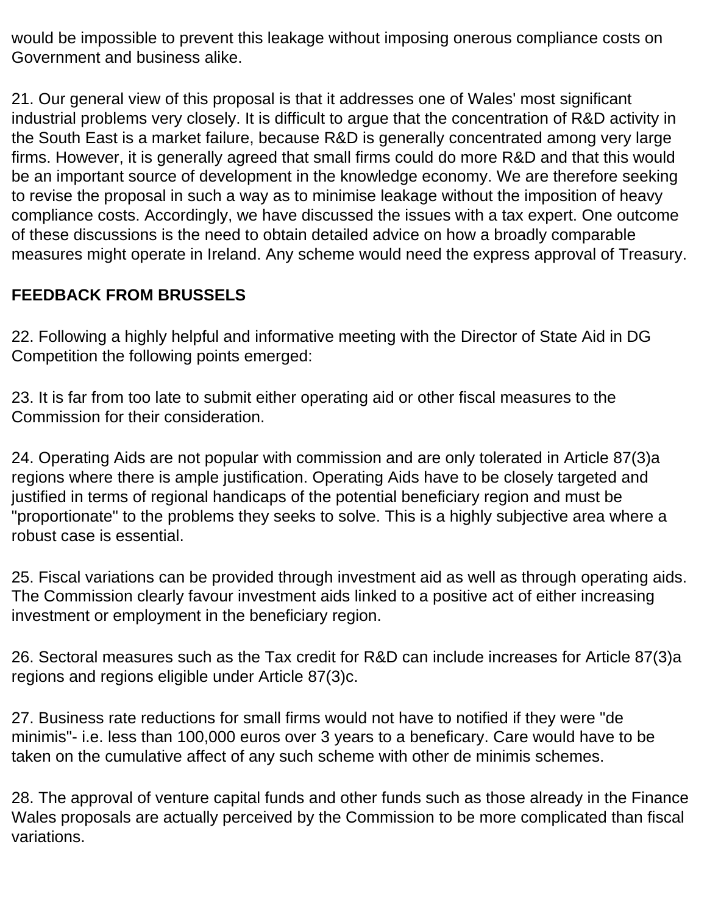would be impossible to prevent this leakage without imposing onerous compliance costs on Government and business alike.

21. Our general view of this proposal is that it addresses one of Wales' most significant industrial problems very closely. It is difficult to argue that the concentration of R&D activity in the South East is a market failure, because R&D is generally concentrated among very large firms. However, it is generally agreed that small firms could do more R&D and that this would be an important source of development in the knowledge economy. We are therefore seeking to revise the proposal in such a way as to minimise leakage without the imposition of heavy compliance costs. Accordingly, we have discussed the issues with a tax expert. One outcome of these discussions is the need to obtain detailed advice on how a broadly comparable measures might operate in Ireland. Any scheme would need the express approval of Treasury.

**FEEDBACK FROM BRUSSELS**

22. Following a highly helpful and informative meeting with the Director of State Aid in DG Competition the following points emerged:

23. It is far from too late to submit either operating aid or other fiscal measures to the Commission for their consideration.

24. Operating Aids are not popular with commission and are only tolerated in Article 87(3)a regions where there is ample justification. Operating Aids have to be closely targeted and justified in terms of regional handicaps of the potential beneficiary region and must be "proportionate" to the problems they seeks to solve. This is a highly subjective area where a robust case is essential.

25. Fiscal variations can be provided through investment aid as well as through operating aids. The Commission clearly favour investment aids linked to a positive act of either increasing investment or employment in the beneficiary region.

26. Sectoral measures such as the Tax credit for R&D can include increases for Article 87(3)a regions and regions eligible under Article 87(3)c.

27. Business rate reductions for small firms would not have to notified if they were "de minimis"- i.e. less than 100,000 euros over 3 years to a beneficary. Care would have to be taken on the cumulative affect of any such scheme with other de minimis schemes.

28. The approval of venture capital funds and other funds such as those already in the Finance Wales proposals are actually perceived by the Commission to be more complicated than fiscal variations.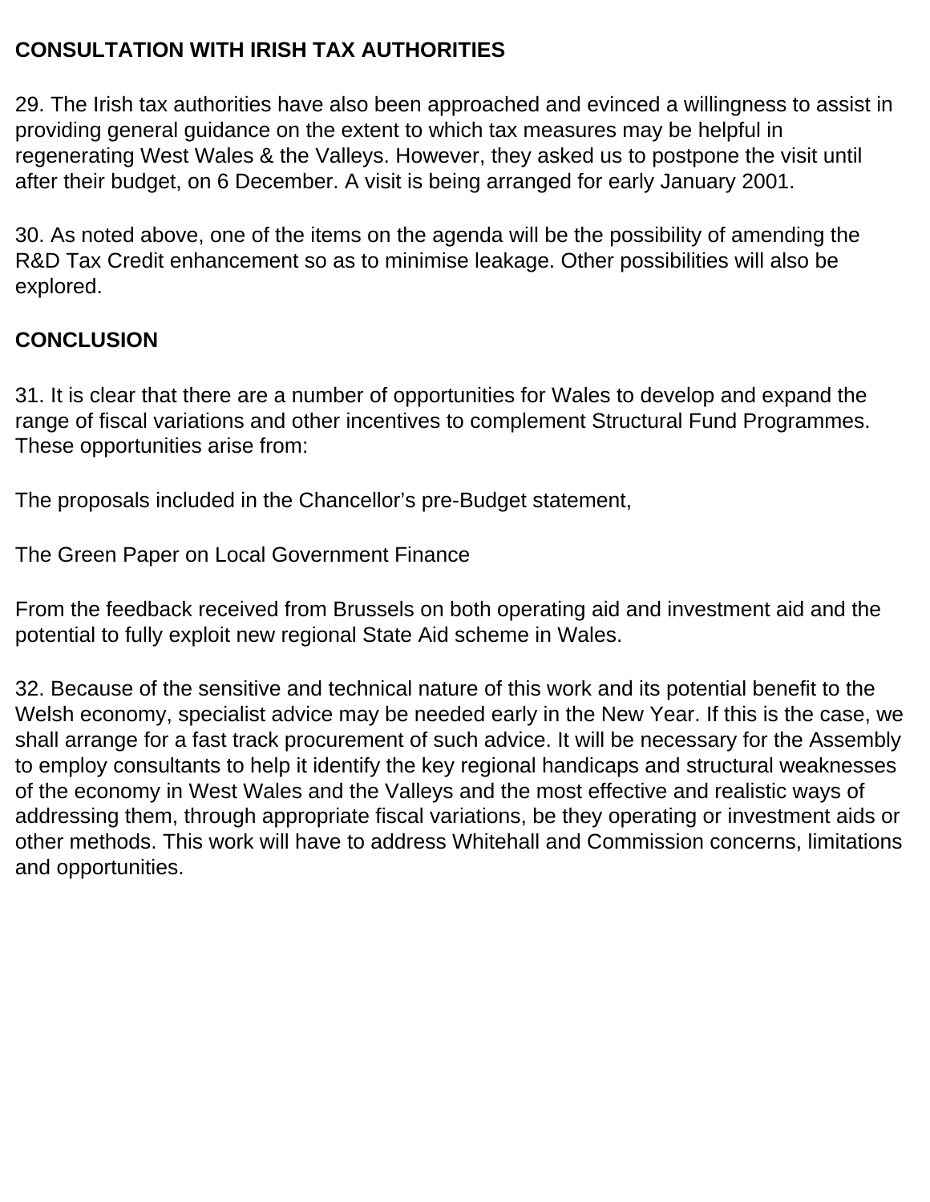**CONSULTATION WITH IRISH TAX AUTHORITIES**

29. The Irish tax authorities have also been approached and evinced a willingness to assist in providing general guidance on the extent to which tax measures may be helpful in regenerating West Wales & the Valleys. However, they asked us to postpone the visit until after their budget, on 6 December. A visit is being arranged for early January 2001.

30. As noted above, one of the items on the agenda will be the possibility of amending the R&D Tax Credit enhancement so as to minimise leakage. Other possibilities will also be explored.

**CONCLUSION**

31. It is clear that there are a number of opportunities for Wales to develop and expand the range of fiscal variations and other incentives to complement Structural Fund Programmes. These opportunities arise from:

The proposals included in the Chancellor's pre-Budget statement,

The Green Paper on Local Government Finance

From the feedback received from Brussels on both operating aid and investment aid and the potential to fully exploit new regional State Aid scheme in Wales.

32. Because of the sensitive and technical nature of this work and its potential benefit to the Welsh economy, specialist advice may be needed early in the New Year. If this is the case, we shall arrange for a fast track procurement of such advice. It will be necessary for the Assembly to employ consultants to help it identify the key regional handicaps and structural weaknesses of the economy in West Wales and the Valleys and the most effective and realistic ways of addressing them, through appropriate fiscal variations, be they operating or investment aids or other methods. This work will have to address Whitehall and Commission concerns, limitations and opportunities.